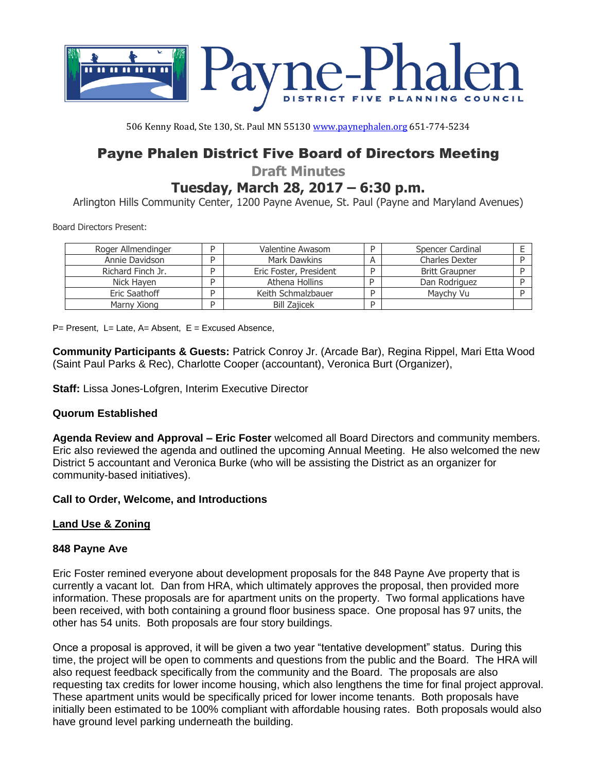# Payne-Phalen

DISTRICT FIVE PLANNING COUNCIL

506 Kenny Road, Ste 130, St. Paul MN 55130 www.paynephalen.org 651-774-5234

## Payne Phalen District Five Board of Directors Meeting

### Draft Minutes

### Tuesday, March 28, 2017 – 6:30 p.m.

Arlington Hills Community Center, 1200 Payne Avenue, St. Paul (Payne and Maryland Avenues)

Board Directors Present:

| | | | | | |
|---|---|---|---|---|---|
| Roger Allmendinger | P | Valentine Awasom | P | Spencer Cardinal | E |
| Annie Davidson | P | Mark Dawkins | A | Charles Dexter | P |
| Richard Finch Jr. | P | Eric Foster, President | P | Britt Graupner | P |
| Nick Hayen | P | Athena Hollins | P | Dan Rodriguez | P |
| Eric Saathoff | P | Keith Schmalzbauer | P | Maychy Vu | P |
| Marny Xiong | P | Bill Zajicek | P | | |

P= Present, L= Late, A= Absent, E = Excused Absence,

**Community Participants & Guests:** Patrick Conroy Jr. (Arcade Bar), Regina Rippel, Mari Etta Wood (Saint Paul Parks & Rec), Charlotte Cooper (accountant), Veronica Burt (Organizer),

**Staff:** Lissa Jones-Lofgren, Interim Executive Director

**Quorum Established**

**Agenda Review and Approval – Eric Foster** welcomed all Board Directors and community members. Eric also reviewed the agenda and outlined the upcoming Annual Meeting. He also welcomed the new District 5 accountant and Veronica Burke (who will be assisting the District as an organizer for community-based initiatives).

**Call to Order, Welcome, and Introductions**

**<u>Land Use & Zoning</u>**

**848 Payne Ave**

Eric Foster remined everyone about development proposals for the 848 Payne Ave property that is currently a vacant lot. Dan from HRA, which ultimately approves the proposal, then provided more information. These proposals are for apartment units on the property. Two formal applications have been received, with both containing a ground floor business space. One proposal has 97 units, the other has 54 units. Both proposals are four story buildings.

Once a proposal is approved, it will be given a two year "tentative development" status. During this time, the project will be open to comments and questions from the public and the Board. The HRA will also request feedback specifically from the community and the Board. The proposals are also requesting tax credits for lower income housing, which also lengthens the time for final project approval. These apartment units would be specifically priced for lower income tenants. Both proposals have initially been estimated to be 100% compliant with affordable housing rates. Both proposals would also have ground level parking underneath the building.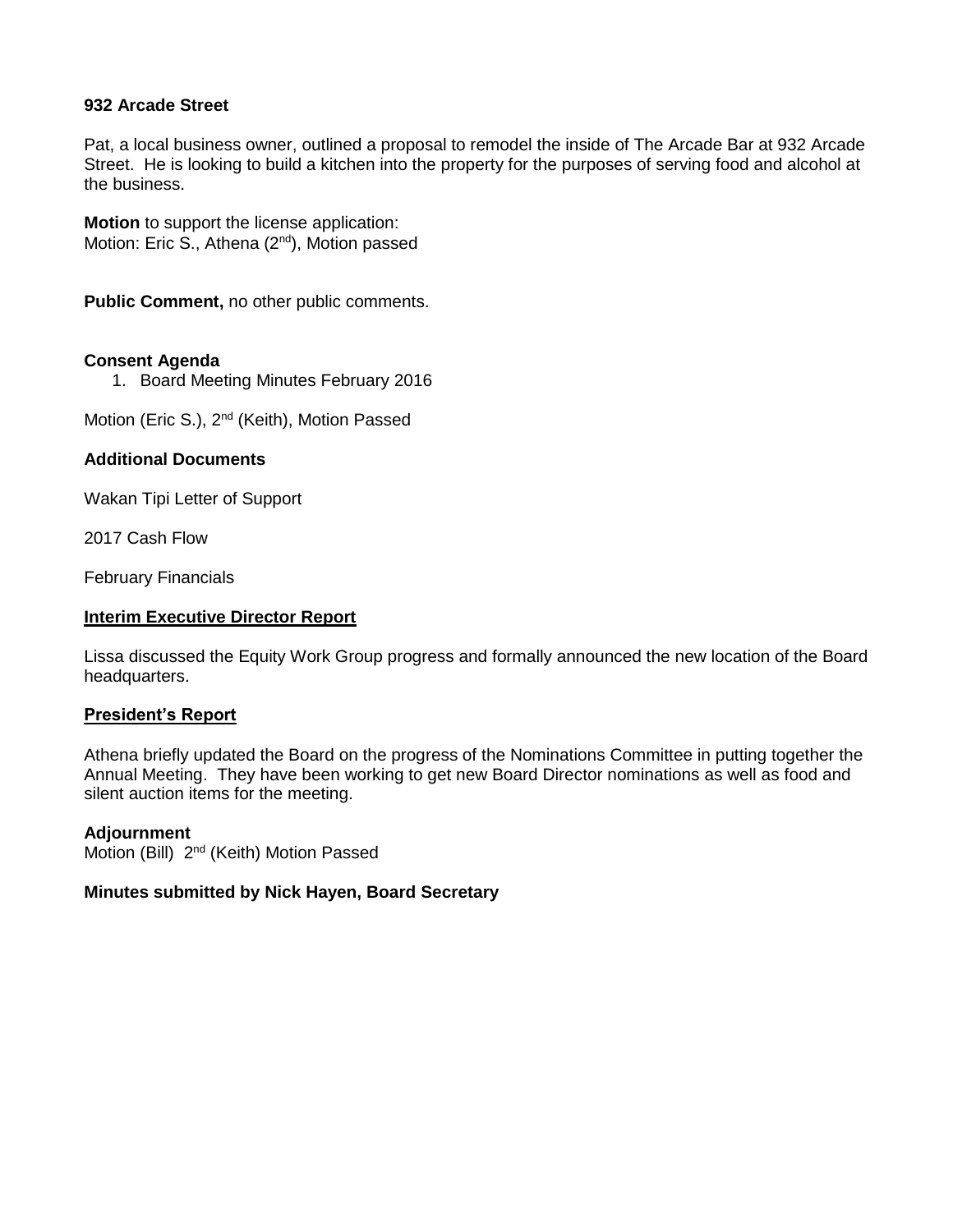**932 Arcade Street**

Pat, a local business owner, outlined a proposal to remodel the inside of The Arcade Bar at 932 Arcade Street. He is looking to build a kitchen into the property for the purposes of serving food and alcohol at the business.

**Motion** to support the license application:
Motion: Eric S., Athena (2nd), Motion passed

**Public Comment,** no other public comments.

**Consent Agenda**

1. Board Meeting Minutes February 2016

Motion (Eric S.), 2nd (Keith), Motion Passed

**Additional Documents**

Wakan Tipi Letter of Support

2017 Cash Flow

February Financials

**Interim Executive Director Report**

Lissa discussed the Equity Work Group progress and formally announced the new location of the Board headquarters.

**President's Report**

Athena briefly updated the Board on the progress of the Nominations Committee in putting together the Annual Meeting. They have been working to get new Board Director nominations as well as food and silent auction items for the meeting.

**Adjournment**
Motion (Bill) 2nd (Keith) Motion Passed

**Minutes submitted by Nick Hayen, Board Secretary**